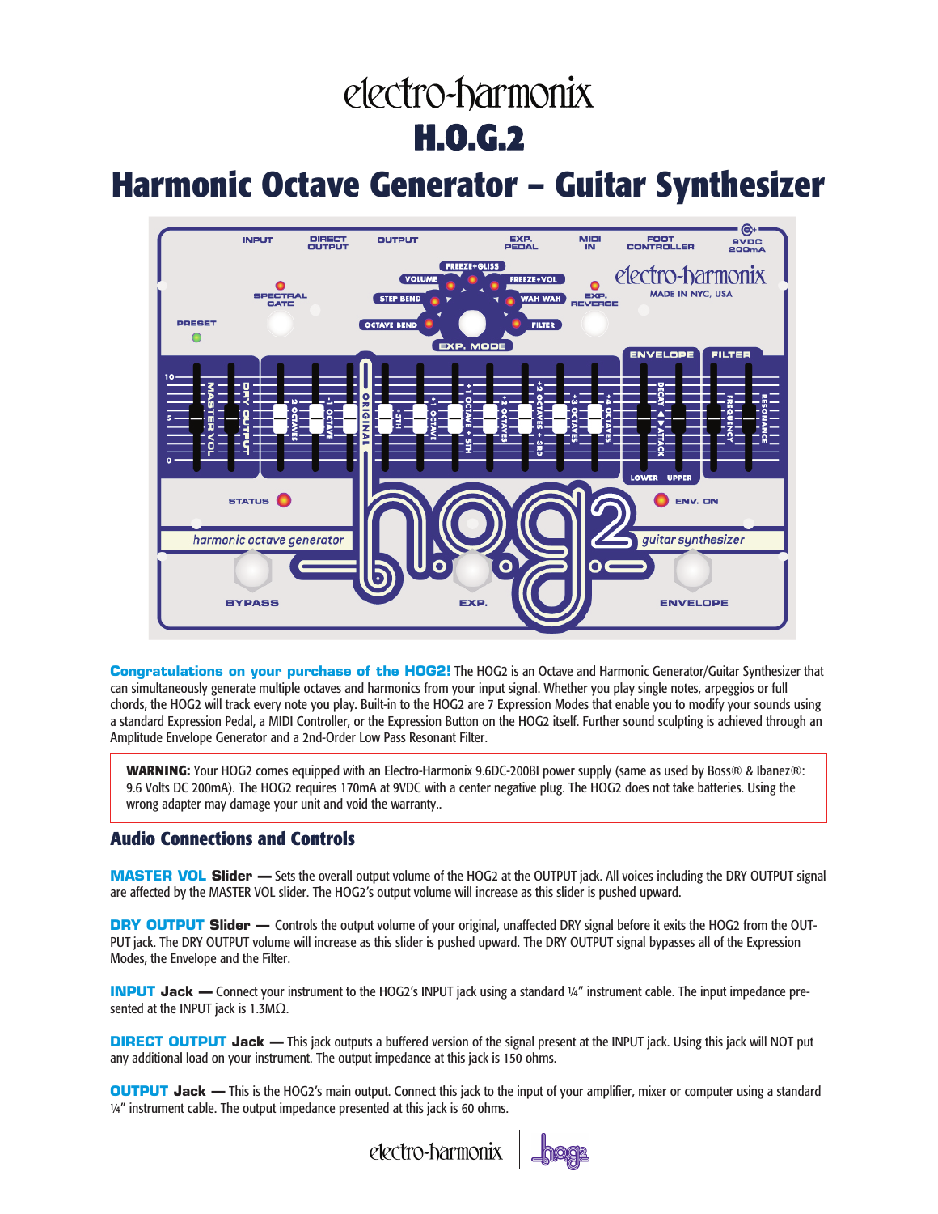# electro-harmonix

# H.O.G.2

# Harmonic Octave Generator – Guitar Synthesizer

**Congratulations on your purchase of the HOG2!** The HOG2 is an Octave and Harmonic Generator/Guitar Synthesizer that can simultaneously generate multiple octaves and harmonics from your input signal. Whether you play single notes, arpeggios or full chords, the HOG2 will track every note you play. Built-in to the HOG2 are 7 Expression Modes that enable you to modify your sounds using a standard Expression Pedal, a MIDI Controller, or the Expression Button on the HOG2 itself. Further sound sculpting is achieved through an Amplitude Envelope Generator and a 2nd-Order Low Pass Resonant Filter.

**WARNING:** Your HOG2 comes equipped with an Electro-Harmonix 9.6DC-200BI power supply (same as used by Boss® & Ibanez®: 9.6 Volts DC 200mA). The HOG2 requires 170mA at 9VDC with a center negative plug. The HOG2 does not take batteries. Using the wrong adapter may damage your unit and void the warranty..

## Audio Connections and Controls

**MASTER VOL Slider —** Sets the overall output volume of the HOG2 at the OUTPUT jack. All voices including the DRY OUTPUT signal are affected by the MASTER VOL slider. The HOG2's output volume will increase as this slider is pushed upward.

**DRY OUTPUT Slider —** Controls the output volume of your original, unaffected DRY signal before it exits the HOG2 from the OUTPUT jack. The DRY OUTPUT volume will increase as this slider is pushed upward. The DRY OUTPUT signal bypasses all of the Expression Modes, the Envelope and the Filter.

**INPUT Jack —** Connect your instrument to the HOG2's INPUT jack using a standard ¼" instrument cable. The input impedance presented at the INPUT jack is 1.3MΩ.

**DIRECT OUTPUT Jack —** This jack outputs a buffered version of the signal present at the INPUT jack. Using this jack will NOT put any additional load on your instrument. The output impedance at this jack is 150 ohms.

**OUTPUT Jack —** This is the HOG2's main output. Connect this jack to the input of your amplifier, mixer or computer using a standard ¼" instrument cable. The output impedance presented at this jack is 60 ohms.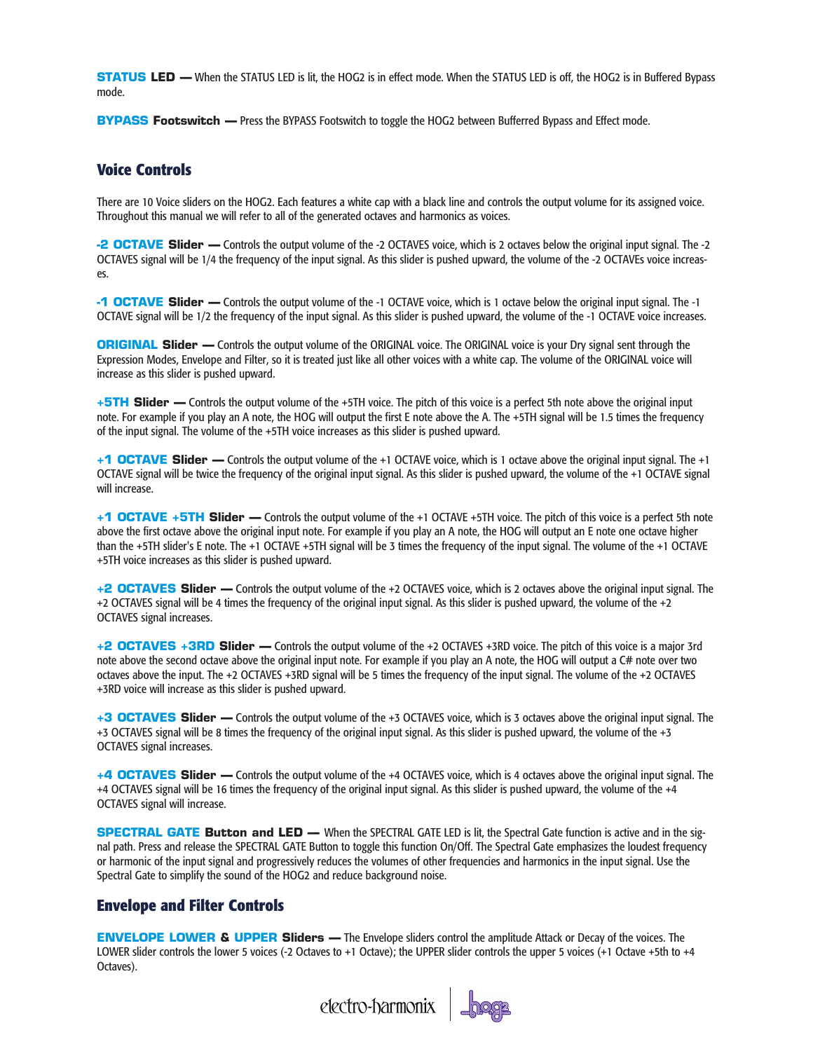**STATUS LED —** When the STATUS LED is lit, the HOG2 is in effect mode. When the STATUS LED is off, the HOG2 is in Buffered Bypass mode.

**BYPASS Footswitch —** Press the BYPASS Footswitch to toggle the HOG2 between Bufferred Bypass and Effect mode.

## Voice Controls

There are 10 Voice sliders on the HOG2. Each features a white cap with a black line and controls the output volume for its assigned voice. Throughout this manual we will refer to all of the generated octaves and harmonics as voices.

**-2 OCTAVE Slider —** Controls the output volume of the -2 OCTAVES voice, which is 2 octaves below the original input signal. The -2 OCTAVES signal will be 1/4 the frequency of the input signal. As this slider is pushed upward, the volume of the -2 OCTAVEs voice increases.

**-1 OCTAVE Slider —** Controls the output volume of the -1 OCTAVE voice, which is 1 octave below the original input signal. The -1 OCTAVE signal will be 1/2 the frequency of the input signal. As this slider is pushed upward, the volume of the -1 OCTAVE voice increases.

**ORIGINAL Slider —** Controls the output volume of the ORIGINAL voice. The ORIGINAL voice is your Dry signal sent through the Expression Modes, Envelope and Filter, so it is treated just like all other voices with a white cap. The volume of the ORIGINAL voice will increase as this slider is pushed upward.

**+5TH Slider —** Controls the output volume of the +5TH voice. The pitch of this voice is a perfect 5th note above the original input note. For example if you play an A note, the HOG will output the first E note above the A. The +5TH signal will be 1.5 times the frequency of the input signal. The volume of the +5TH voice increases as this slider is pushed upward.

**+1 OCTAVE Slider —** Controls the output volume of the +1 OCTAVE voice, which is 1 octave above the original input signal. The +1 OCTAVE signal will be twice the frequency of the original input signal. As this slider is pushed upward, the volume of the +1 OCTAVE signal will increase.

**+1 OCTAVE +5TH Slider —** Controls the output volume of the +1 OCTAVE +5TH voice. The pitch of this voice is a perfect 5th note above the first octave above the original input note. For example if you play an A note, the HOG will output an E note one octave higher than the +5TH slider's E note. The +1 OCTAVE +5TH signal will be 3 times the frequency of the input signal. The volume of the +1 OCTAVE +5TH voice increases as this slider is pushed upward.

**+2 OCTAVES Slider —** Controls the output volume of the +2 OCTAVES voice, which is 2 octaves above the original input signal. The +2 OCTAVES signal will be 4 times the frequency of the original input signal. As this slider is pushed upward, the volume of the +2 OCTAVES signal increases.

**+2 OCTAVES +3RD Slider —** Controls the output volume of the +2 OCTAVES +3RD voice. The pitch of this voice is a major 3rd note above the second octave above the original input note. For example if you play an A note, the HOG will output a C# note over two octaves above the input. The +2 OCTAVES +3RD signal will be 5 times the frequency of the input signal. The volume of the +2 OCTAVES +3RD voice will increase as this slider is pushed upward.

**+3 OCTAVES Slider —** Controls the output volume of the +3 OCTAVES voice, which is 3 octaves above the original input signal. The +3 OCTAVES signal will be 8 times the frequency of the original input signal. As this slider is pushed upward, the volume of the +3 OCTAVES signal increases.

**+4 OCTAVES Slider —** Controls the output volume of the +4 OCTAVES voice, which is 4 octaves above the original input signal. The +4 OCTAVES signal will be 16 times the frequency of the original input signal. As this slider is pushed upward, the volume of the +4 OCTAVES signal will increase.

**SPECTRAL GATE Button and LED —** When the SPECTRAL GATE LED is lit, the Spectral Gate function is active and in the signal path. Press and release the SPECTRAL GATE Button to toggle this function On/Off. The Spectral Gate emphasizes the loudest frequency or harmonic of the input signal and progressively reduces the volumes of other frequencies and harmonics in the input signal. Use the Spectral Gate to simplify the sound of the HOG2 and reduce background noise.

## Envelope and Filter Controls

**ENVELOPE LOWER & UPPER Sliders —** The Envelope sliders control the amplitude Attack or Decay of the voices. The LOWER slider controls the lower 5 voices (-2 Octaves to +1 Octave); the UPPER slider controls the upper 5 voices (+1 Octave +5th to +4 Octaves).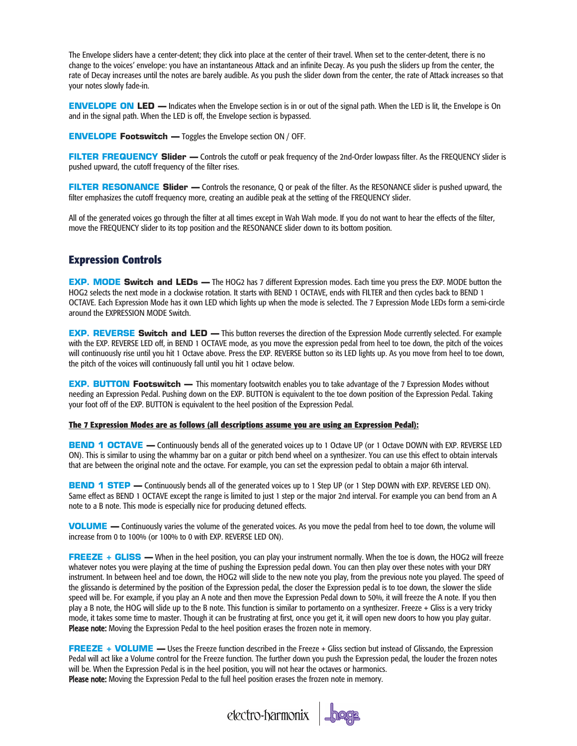The Envelope sliders have a center-detent; they click into place at the center of their travel. When set to the center-detent, there is no change to the voices' envelope: you have an instantaneous Attack and an infinite Decay. As you push the sliders up from the center, the rate of Decay increases until the notes are barely audible. As you push the slider down from the center, the rate of Attack increases so that your notes slowly fade-in.

**ENVELOPE ON LED —** Indicates when the Envelope section is in or out of the signal path. When the LED is lit, the Envelope is On and in the signal path. When the LED is off, the Envelope section is bypassed.

**ENVELOPE Footswitch —** Toggles the Envelope section ON / OFF.

**FILTER FREQUENCY Slider —** Controls the cutoff or peak frequency of the 2nd-Order lowpass filter. As the FREQUENCY slider is pushed upward, the cutoff frequency of the filter rises.

**FILTER RESONANCE Slider —** Controls the resonance, Q or peak of the filter. As the RESONANCE slider is pushed upward, the filter emphasizes the cutoff frequency more, creating an audible peak at the setting of the FREQUENCY slider.

All of the generated voices go through the filter at all times except in Wah Wah mode. If you do not want to hear the effects of the filter, move the FREQUENCY slider to its top position and the RESONANCE slider down to its bottom position.

## Expression Controls

**EXP. MODE Switch and LEDs —** The HOG2 has 7 different Expression modes. Each time you press the EXP. MODE button the HOG2 selects the next mode in a clockwise rotation. It starts with BEND 1 OCTAVE, ends with FILTER and then cycles back to BEND 1 OCTAVE. Each Expression Mode has it own LED which lights up when the mode is selected. The 7 Expression Mode LEDs form a semi-circle around the EXPRESSION MODE Switch.

**EXP. REVERSE Switch and LED —** This button reverses the direction of the Expression Mode currently selected. For example with the EXP. REVERSE LED off, in BEND 1 OCTAVE mode, as you move the expression pedal from heel to toe down, the pitch of the voices will continuously rise until you hit 1 Octave above. Press the EXP. REVERSE button so its LED lights up. As you move from heel to toe down, the pitch of the voices will continuously fall until you hit 1 octave below.

**EXP. BUTTON Footswitch —** This momentary footswitch enables you to take advantage of the 7 Expression Modes without needing an Expression Pedal. Pushing down on the EXP. BUTTON is equivalent to the toe down position of the Expression Pedal. Taking your foot off of the EXP. BUTTON is equivalent to the heel position of the Expression Pedal.

**The 7 Expression Modes are as follows (all descriptions assume you are using an Expression Pedal):**

**BEND 1 OCTAVE —** Continuously bends all of the generated voices up to 1 Octave UP (or 1 Octave DOWN with EXP. REVERSE LED ON). This is similar to using the whammy bar on a guitar or pitch bend wheel on a synthesizer. You can use this effect to obtain intervals that are between the original note and the octave. For example, you can set the expression pedal to obtain a major 6th interval.

**BEND 1 STEP —** Continuously bends all of the generated voices up to 1 Step UP (or 1 Step DOWN with EXP. REVERSE LED ON). Same effect as BEND 1 OCTAVE except the range is limited to just 1 step or the major 2nd interval. For example you can bend from an A note to a B note. This mode is especially nice for producing detuned effects.

**VOLUME —** Continuously varies the volume of the generated voices. As you move the pedal from heel to toe down, the volume will increase from 0 to 100% (or 100% to 0 with EXP. REVERSE LED ON).

**FREEZE + GLISS —** When in the heel position, you can play your instrument normally. When the toe is down, the HOG2 will freeze whatever notes you were playing at the time of pushing the Expression pedal down. You can then play over these notes with your DRY instrument. In between heel and toe down, the HOG2 will slide to the new note you play, from the previous note you played. The speed of the glissando is determined by the position of the Expression pedal, the closer the Expression pedal is to toe down, the slower the slide speed will be. For example, if you play an A note and then move the Expression Pedal down to 50%, it will freeze the A note. If you then play a B note, the HOG will slide up to the B note. This function is similar to portamento on a synthesizer. Freeze + Gliss is a very tricky mode, it takes some time to master. Though it can be frustrating at first, once you get it, it will open new doors to how you play guitar.
**Please note:** Moving the Expression Pedal to the heel position erases the frozen note in memory.

**FREEZE + VOLUME —** Uses the Freeze function described in the Freeze + Gliss section but instead of Glissando, the Expression Pedal will act like a Volume control for the Freeze function. The further down you push the Expression pedal, the louder the frozen notes will be. When the Expression Pedal is in the heel position, you will not hear the octaves or harmonics.
**Please note:** Moving the Expression Pedal to the full heel position erases the frozen note in memory.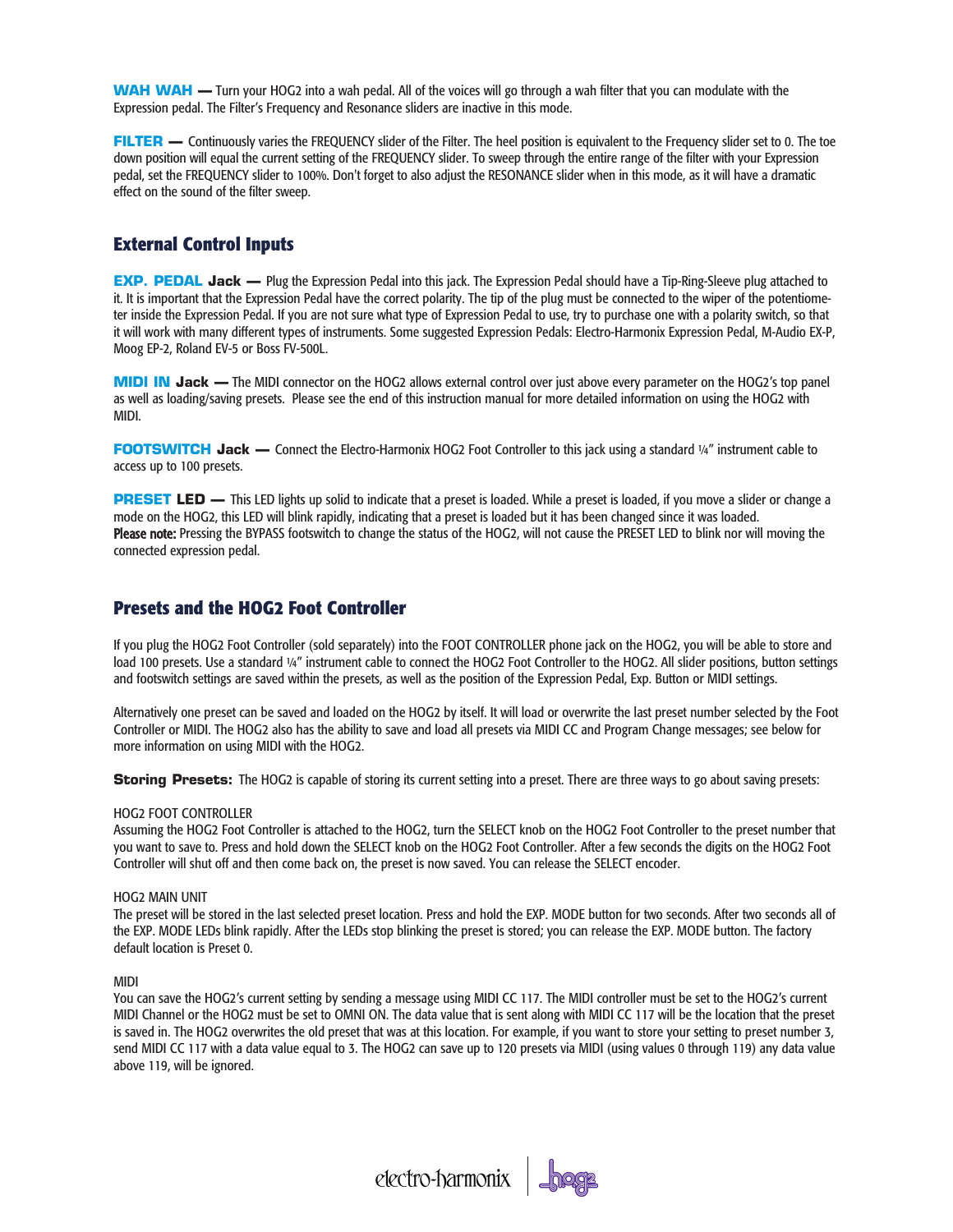**WAH WAH** — Turn your HOG2 into a wah pedal. All of the voices will go through a wah filter that you can modulate with the Expression pedal. The Filter's Frequency and Resonance sliders are inactive in this mode.

**FILTER** — Continuously varies the FREQUENCY slider of the Filter. The heel position is equivalent to the Frequency slider set to 0. The toe down position will equal the current setting of the FREQUENCY slider. To sweep through the entire range of the filter with your Expression pedal, set the FREQUENCY slider to 100%. Don't forget to also adjust the RESONANCE slider when in this mode, as it will have a dramatic effect on the sound of the filter sweep.

## External Control Inputs

**EXP. PEDAL Jack** — Plug the Expression Pedal into this jack. The Expression Pedal should have a Tip-Ring-Sleeve plug attached to it. It is important that the Expression Pedal have the correct polarity. The tip of the plug must be connected to the wiper of the potentiometer inside the Expression Pedal. If you are not sure what type of Expression Pedal to use, try to purchase one with a polarity switch, so that it will work with many different types of instruments. Some suggested Expression Pedals: Electro-Harmonix Expression Pedal, M-Audio EX-P, Moog EP-2, Roland EV-5 or Boss FV-500L.

**MIDI IN Jack** — The MIDI connector on the HOG2 allows external control over just above every parameter on the HOG2's top panel as well as loading/saving presets. Please see the end of this instruction manual for more detailed information on using the HOG2 with MIDI.

**FOOTSWITCH Jack** — Connect the Electro-Harmonix HOG2 Foot Controller to this jack using a standard ¼" instrument cable to access up to 100 presets.

**PRESET LED** — This LED lights up solid to indicate that a preset is loaded. While a preset is loaded, if you move a slider or change a mode on the HOG2, this LED will blink rapidly, indicating that a preset is loaded but it has been changed since it was loaded. **Please note:** Pressing the BYPASS footswitch to change the status of the HOG2, will not cause the PRESET LED to blink nor will moving the connected expression pedal.

## Presets and the HOG2 Foot Controller

If you plug the HOG2 Foot Controller (sold separately) into the FOOT CONTROLLER phone jack on the HOG2, you will be able to store and load 100 presets. Use a standard ¼" instrument cable to connect the HOG2 Foot Controller to the HOG2. All slider positions, button settings and footswitch settings are saved within the presets, as well as the position of the Expression Pedal, Exp. Button or MIDI settings.

Alternatively one preset can be saved and loaded on the HOG2 by itself. It will load or overwrite the last preset number selected by the Foot Controller or MIDI. The HOG2 also has the ability to save and load all presets via MIDI CC and Program Change messages; see below for more information on using MIDI with the HOG2.

**Storing Presets:** The HOG2 is capable of storing its current setting into a preset. There are three ways to go about saving presets:

HOG2 FOOT CONTROLLER
Assuming the HOG2 Foot Controller is attached to the HOG2, turn the SELECT knob on the HOG2 Foot Controller to the preset number that you want to save to. Press and hold down the SELECT knob on the HOG2 Foot Controller. After a few seconds the digits on the HOG2 Foot Controller will shut off and then come back on, the preset is now saved. You can release the SELECT encoder.

HOG2 MAIN UNIT
The preset will be stored in the last selected preset location. Press and hold the EXP. MODE button for two seconds. After two seconds all of the EXP. MODE LEDs blink rapidly. After the LEDs stop blinking the preset is stored; you can release the EXP. MODE button. The factory default location is Preset 0.

MIDI
You can save the HOG2's current setting by sending a message using MIDI CC 117. The MIDI controller must be set to the HOG2's current MIDI Channel or the HOG2 must be set to OMNI ON. The data value that is sent along with MIDI CC 117 will be the location that the preset is saved in. The HOG2 overwrites the old preset that was at this location. For example, if you want to store your setting to preset number 3, send MIDI CC 117 with a data value equal to 3. The HOG2 can save up to 120 presets via MIDI (using values 0 through 119) any data value above 119, will be ignored.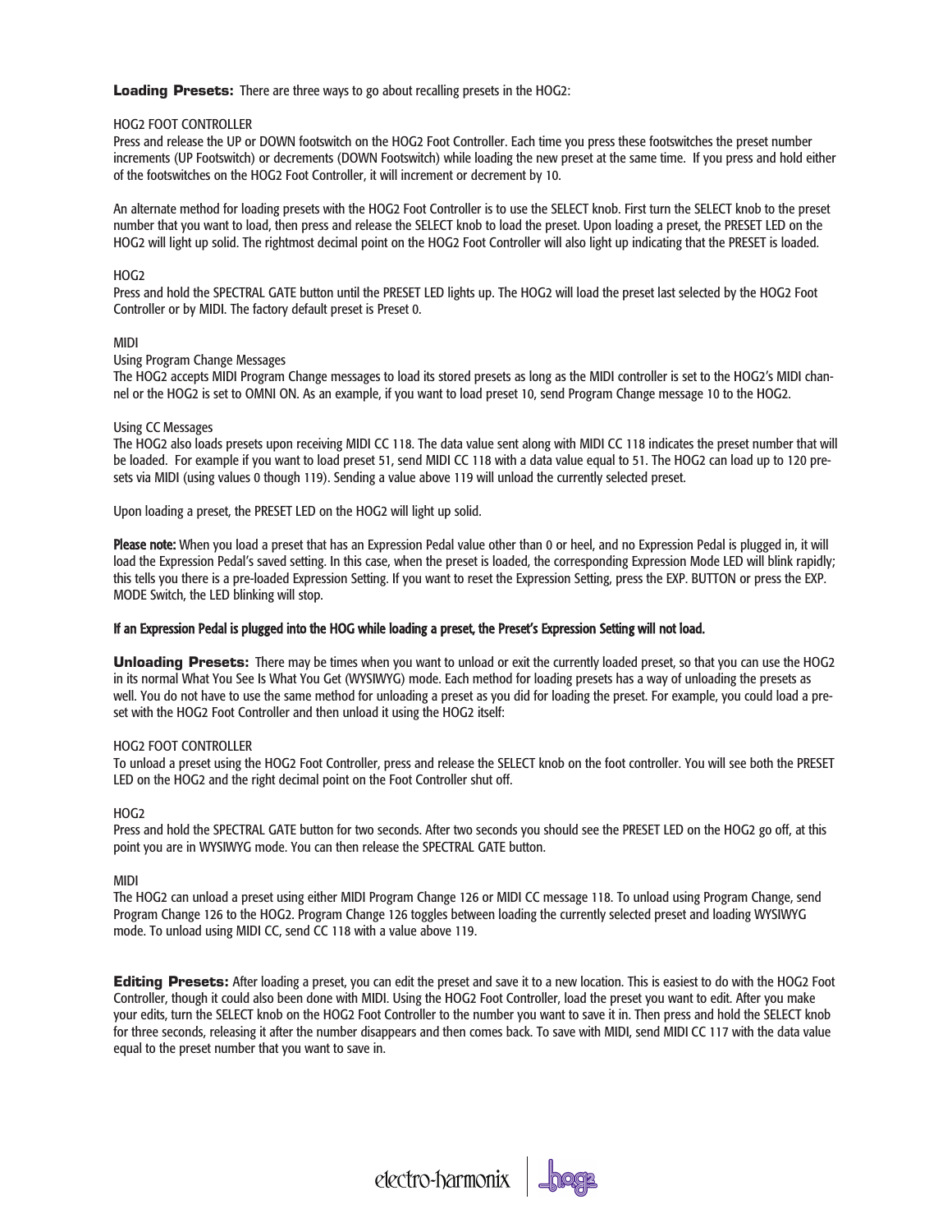**Loading Presets:** There are three ways to go about recalling presets in the HOG2:

HOG2 FOOT CONTROLLER

Press and release the UP or DOWN footswitch on the HOG2 Foot Controller. Each time you press these footswitches the preset number increments (UP Footswitch) or decrements (DOWN Footswitch) while loading the new preset at the same time. If you press and hold either of the footswitches on the HOG2 Foot Controller, it will increment or decrement by 10.

An alternate method for loading presets with the HOG2 Foot Controller is to use the SELECT knob. First turn the SELECT knob to the preset number that you want to load, then press and release the SELECT knob to load the preset. Upon loading a preset, the PRESET LED on the HOG2 will light up solid. The rightmost decimal point on the HOG2 Foot Controller will also light up indicating that the PRESET is loaded.

HOG2

Press and hold the SPECTRAL GATE button until the PRESET LED lights up. The HOG2 will load the preset last selected by the HOG2 Foot Controller or by MIDI. The factory default preset is Preset 0.

MIDI

Using Program Change Messages

The HOG2 accepts MIDI Program Change messages to load its stored presets as long as the MIDI controller is set to the HOG2's MIDI channel or the HOG2 is set to OMNI ON. As an example, if you want to load preset 10, send Program Change message 10 to the HOG2.

Using CC Messages

The HOG2 also loads presets upon receiving MIDI CC 118. The data value sent along with MIDI CC 118 indicates the preset number that will be loaded. For example if you want to load preset 51, send MIDI CC 118 with a data value equal to 51. The HOG2 can load up to 120 presets via MIDI (using values 0 though 119). Sending a value above 119 will unload the currently selected preset.

Upon loading a preset, the PRESET LED on the HOG2 will light up solid.

**Please note:** When you load a preset that has an Expression Pedal value other than 0 or heel, and no Expression Pedal is plugged in, it will load the Expression Pedal's saved setting. In this case, when the preset is loaded, the corresponding Expression Mode LED will blink rapidly; this tells you there is a pre-loaded Expression Setting. If you want to reset the Expression Setting, press the EXP. BUTTON or press the EXP. MODE Switch, the LED blinking will stop.

**If an Expression Pedal is plugged into the HOG while loading a preset, the Preset's Expression Setting will not load.**

**Unloading Presets:** There may be times when you want to unload or exit the currently loaded preset, so that you can use the HOG2 in its normal What You See Is What You Get (WYSIWYG) mode. Each method for loading presets has a way of unloading the presets as well. You do not have to use the same method for unloading a preset as you did for loading the preset. For example, you could load a preset with the HOG2 Foot Controller and then unload it using the HOG2 itself:

HOG2 FOOT CONTROLLER

To unload a preset using the HOG2 Foot Controller, press and release the SELECT knob on the foot controller. You will see both the PRESET LED on the HOG2 and the right decimal point on the Foot Controller shut off.

HOG2

Press and hold the SPECTRAL GATE button for two seconds. After two seconds you should see the PRESET LED on the HOG2 go off, at this point you are in WYSIWYG mode. You can then release the SPECTRAL GATE button.

MIDI

The HOG2 can unload a preset using either MIDI Program Change 126 or MIDI CC message 118. To unload using Program Change, send Program Change 126 to the HOG2. Program Change 126 toggles between loading the currently selected preset and loading WYSIWYG mode. To unload using MIDI CC, send CC 118 with a value above 119.

**Editing Presets:** After loading a preset, you can edit the preset and save it to a new location. This is easiest to do with the HOG2 Foot Controller, though it could also been done with MIDI. Using the HOG2 Foot Controller, load the preset you want to edit. After you make your edits, turn the SELECT knob on the HOG2 Foot Controller to the number you want to save it in. Then press and hold the SELECT knob for three seconds, releasing it after the number disappears and then comes back. To save with MIDI, send MIDI CC 117 with the data value equal to the preset number that you want to save in.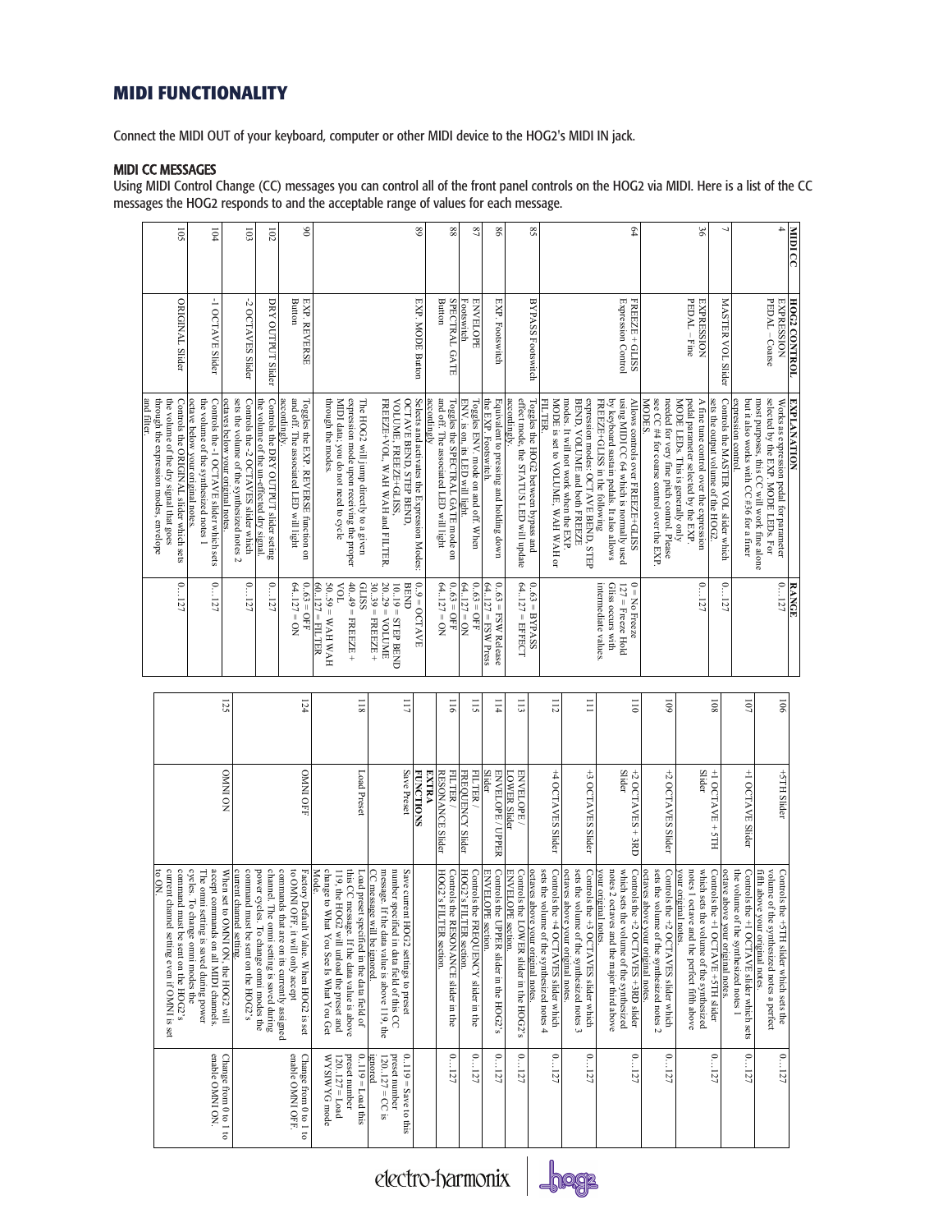# MIDI FUNCTIONALITY

Connect the MIDI OUT of your keyboard, computer or other MIDI device to the HOG2's MIDI IN jack.

## MIDI CC MESSAGES

Using MIDI Control Change (CC) messages you can control all of the front panel controls on the HOG2 via MIDI. Here is a list of the CC messages the HOG2 responds to and the acceptable range of values for each message.

| MIDI CC | HOG2 CONTROL | EXPLANATION | RANGE |
|---|---|---|---|
| 4 | EXPRESSION PEDAL – Coarse | Works as expression pedal for parameter selected by the EXP. MODE LEDs. For most purposes, this CC will work fine alone but it also works with CC #36 for a finer expression control. | 0…127 |
| 7 | MASTER VOL Slider | Controls the MASTER VOL slider which sets the output volume of the HOG2. | 0…127 |
| 36 | EXPRESSION PEDAL – Fine | A fine tune control over the expression pedal parameter selected by the EXP. MODE LEDs. This is generally only needed for very fine pitch control. Please see CC #4 for coarse control over the EXP. MODES. | 0…127 |
| 64 | FREEZE+GLISS Expression Control | Allows controls over FREEZE+GLISS using MIDI CC 64 which is normally used by keyboard sustain pedals. It also allows FREEZE+GLISS in the following expression modes: OCTAVE BEND, STEP BEND, VOLUME and both FREEZE modes. It will not work when the EXP. MODE is set to VOLUME, WAH WAH or FILTER. | 0 = No Freeze<br>127 = Freeze Hold<br>Gliss occurs with intermediate values. |
| 85 | BYPASS Footswitch | Toggles the HOG2 between bypass and effect mode, the STATUS LED will update accordingly. | 0…63 = BYPASS<br>64…127 = EFFECT |
| 86 | EXP. Footswitch | Equivalent to pressing and holding down the EXP. Footswitch. | 0…63 = FSW Release<br>64…127 = FSW Press |
| 87 | ENVELOPE Footswitch | Toggles ENV. mode on and off. When ENV. is on, its LED will light. | 0…63 = OFF<br>64…127 = ON |
| 88 | SPECTRAL GATE Button | Toggles the SPECTRAL GATE mode on and off. The associated LED will light accordingly | 0…63 = OFF<br>64…127 = ON |
| 89 | EXP. MODE Button | Selects and activates the Expression Modes: OCTAVE BEND, STEP BEND, VOLUME, FREEZE+GLISS, FREEZE+VOL, WAH WAH and FILTER.<br><br>The HOG2 will jump directly to a given expression mode upon receiving the proper MIDI data; you do not need to cycle through the modes. | 0…9 = OCTAVE BEND<br>10…19 = STEP BEND<br>20…29 = VOLUME<br>30…39 = FREEZE + GLISS<br>40…49 = FREEZE + VOL<br>50…59 = WAH WAH<br>60…127 = FILTER |
| 90 | EXP. REVERSE Button | Toggles the EXP. REVERSE function on and off. The associated LED will light accordingly. | 0…63 = OFF<br>64…127 = ON |
| 102 | DRY OUTPUT Slider | Controls the DRY OUTPUT slider setting the volume of the un-effected dry signal. | 0…127 |
| 103 | -2 OCTAVES Slider | Controls the -2 OCTAVES slider which sets the volume of the synthesized notes 2 octaves below your original notes. | 0…127 |
| 104 | -1 OCTAVE Slider | Controls the -1 OCTAVE slider which sets the volume of the synthesized notes 1 octave below your original notes. | 0…127 |
| 105 | ORIGINAL Slider | Controls the ORIGINAL slider which sets the volume of the dry signal that goes through the expression modes, envelope and filter. | 0…127 |
| 106 | +5TH Slider | Controls the +5TH slider which sets the volume of the synthesized notes a perfect fifth above your original notes. | 0…127 |
| 107 | +1 OCTAVE Slider | Controls the +1 OCTAVE slider which sets the volume of the synthesized notes 1 octave above your original notes. | 0…127 |
| 108 | +1 OCTAVE + 5TH Slider | Controls the +1 OCTAVE+5TH slider which sets the volume of the synthesized notes 1 octave and the perfect fifth above your original notes. | 0…127 |
| 109 | +2 OCTAVES Slider | Controls the +2 OCTAVES slider which sets the volume of the synthesized notes 2 octaves above your original notes. | 0…127 |
| 110 | +2 OCTAVES + 3RD Slider | Controls the +2 OCTAVES +3RD slider which sets the volume of the synthesized notes 2 octaves and the major third above your original notes. | 0…127 |
| 111 | +3 OCTAVES Slider | Controls the +3 OCTAVES slider which sets the volume of the synthesized notes 3 octaves above your original notes. | 0…127 |
| 112 | +4 OCTAVES Slider | Controls the +4 OCTAVES slider which sets the volume of the synthesized notes 4 octaves above your original notes. | 0…127 |
| 113 | ENVELOPE / LOWER Slider | Controls the LOWER slider in the HOG2's ENVELOPE section. | 0…127 |
| 114 | ENVELOPE / UPPER Slider | Controls the UPPER slider in the HOG2's ENVELOPE section. | 0…127 |
| 115 | FILTER / FREQUENCY Slider | Controls the FREQUENCY slider in the HOG2's FILTER section. | 0…127 |
| 116 | FILTER / RESONANCE Slider | Controls the RESONANCE slider in the HOG2's FILTER section. | 0…127 |
| | **EXTRA FUNCTIONS** | | |
| 117 | Save Preset | Save current HOG2 settings to preset number specified in data field of this CC message. If the data value is above 119, the CC message will be ignored. | 0…119 = Save to this preset number<br>120…127 = CC is ignored |
| 118 | Load Preset | Load preset specified in the data field of this CC message. If the data value is above 119, the HOG2 will unload the preset and change to What You See Is What You Get Mode. | 0…119 = Load this preset number<br>120…127 = Load WYSIWYG mode |
| 124 | OMNI OFF | Factory Default Value. When HOG2 is set to OMNI OFF, it will only accept commands that are on its currently assigned channel. The omni setting is saved during power cycles. To change omni modes the command must be sent on the HOG2's current channel setting. | Change from 0 to 1 to enable OMNI OFF. |
| 125 | OMNI ON | When set to OMNI ON, the HOG2 will accept commands on all MIDI channels. The omni setting is saved during power cycles. To change omni modes the command must be sent on the HOG2's current channel setting even if OMNI is set to ON. | Change from 0 to 1 to enable OMNI ON. |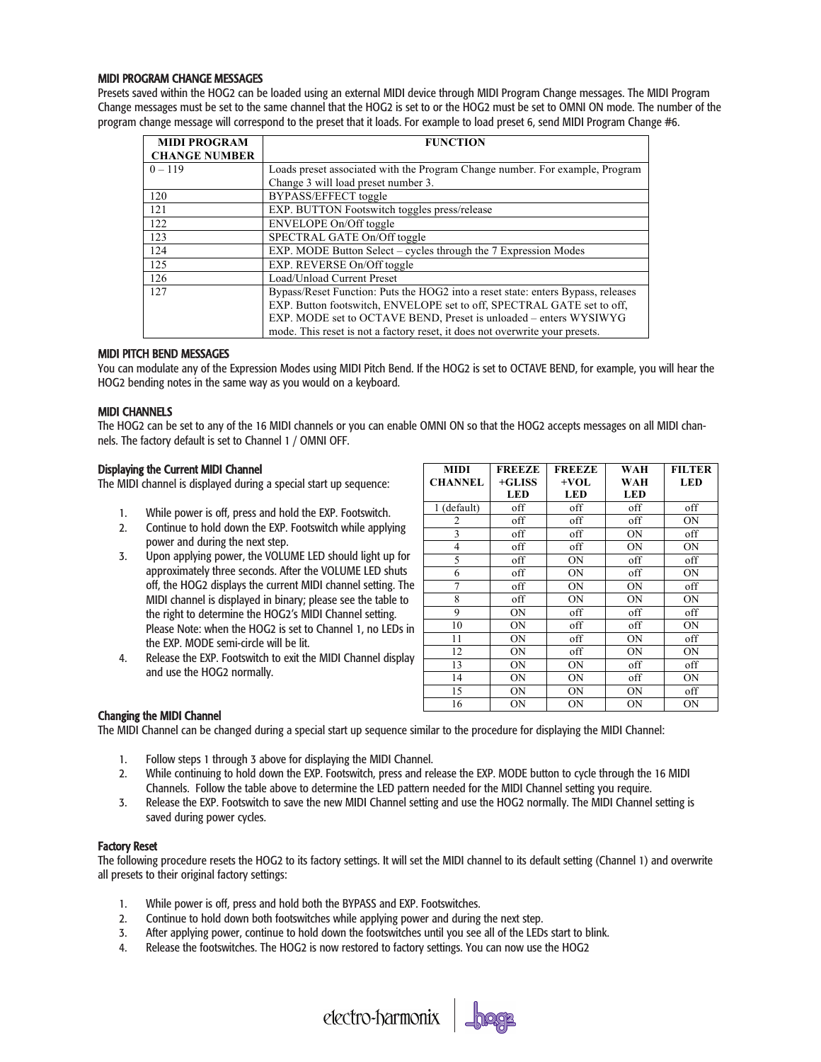### MIDI PROGRAM CHANGE MESSAGES

Presets saved within the HOG2 can be loaded using an external MIDI device through MIDI Program Change messages. The MIDI Program Change messages must be set to the same channel that the HOG2 is set to or the HOG2 must be set to OMNI ON mode. The number of the program change message will correspond to the preset that it loads. For example to load preset 6, send MIDI Program Change #6.

| MIDI PROGRAM CHANGE NUMBER | FUNCTION |
|---|---|
| 0 – 119 | Loads preset associated with the Program Change number. For example, Program Change 3 will load preset number 3. |
| 120 | BYPASS/EFFECT toggle |
| 121 | EXP. BUTTON Footswitch toggles press/release |
| 122 | ENVELOPE On/Off toggle |
| 123 | SPECTRAL GATE On/Off toggle |
| 124 | EXP. MODE Button Select – cycles through the 7 Expression Modes |
| 125 | EXP. REVERSE On/Off toggle |
| 126 | Load/Unload Current Preset |
| 127 | Bypass/Reset Function: Puts the HOG2 into a reset state: enters Bypass, releases EXP. Button footswitch, ENVELOPE set to off, SPECTRAL GATE set to off, EXP. MODE set to OCTAVE BEND, Preset is unloaded – enters WYSIWYG mode. This reset is not a factory reset, it does not overwrite your presets. |

### MIDI PITCH BEND MESSAGES

You can modulate any of the Expression Modes using MIDI Pitch Bend. If the HOG2 is set to OCTAVE BEND, for example, you will hear the HOG2 bending notes in the same way as you would on a keyboard.

### MIDI CHANNELS

The HOG2 can be set to any of the 16 MIDI channels or you can enable OMNI ON so that the HOG2 accepts messages on all MIDI channels. The factory default is set to Channel 1 / OMNI OFF.

#### Displaying the Current MIDI Channel

The MIDI channel is displayed during a special start up sequence:

1. While power is off, press and hold the EXP. Footswitch.
2. Continue to hold down the EXP. Footswitch while applying power and during the next step.
3. Upon applying power, the VOLUME LED should light up for approximately three seconds. After the VOLUME LED shuts off, the HOG2 displays the current MIDI channel setting. The MIDI channel is displayed in binary; please see the table to the right to determine the HOG2's MIDI Channel setting. Please Note: when the HOG2 is set to Channel 1, no LEDs in the EXP. MODE semi-circle will be lit.
4. Release the EXP. Footswitch to exit the MIDI Channel display and use the HOG2 normally.

| MIDI CHANNEL | FREEZE +GLISS LED | FREEZE +VOL LED | WAH WAH LED | FILTER LED |
|---|---|---|---|---|
| 1 (default) | off | off | off | off |
| 2 | off | off | off | ON |
| 3 | off | off | ON | off |
| 4 | off | off | ON | ON |
| 5 | off | ON | off | off |
| 6 | off | ON | off | ON |
| 7 | off | ON | ON | off |
| 8 | off | ON | ON | ON |
| 9 | ON | off | off | off |
| 10 | ON | off | off | ON |
| 11 | ON | off | ON | off |
| 12 | ON | off | ON | ON |
| 13 | ON | ON | off | off |
| 14 | ON | ON | off | ON |
| 15 | ON | ON | ON | off |
| 16 | ON | ON | ON | ON |

#### Changing the MIDI Channel

The MIDI Channel can be changed during a special start up sequence similar to the procedure for displaying the MIDI Channel:

1. Follow steps 1 through 3 above for displaying the MIDI Channel.
2. While continuing to hold down the EXP. Footswitch, press and release the EXP. MODE button to cycle through the 16 MIDI Channels. Follow the table above to determine the LED pattern needed for the MIDI Channel setting you require.
3. Release the EXP. Footswitch to save the new MIDI Channel setting and use the HOG2 normally. The MIDI Channel setting is saved during power cycles.

#### Factory Reset

The following procedure resets the HOG2 to its factory settings. It will set the MIDI channel to its default setting (Channel 1) and overwrite all presets to their original factory settings:

1. While power is off, press and hold both the BYPASS and EXP. Footswitches.
2. Continue to hold down both footswitches while applying power and during the next step.
3. After applying power, continue to hold down the footswitches until you see all of the LEDs start to blink.
4. Release the footswitches. The HOG2 is now restored to factory settings. You can now use the HOG2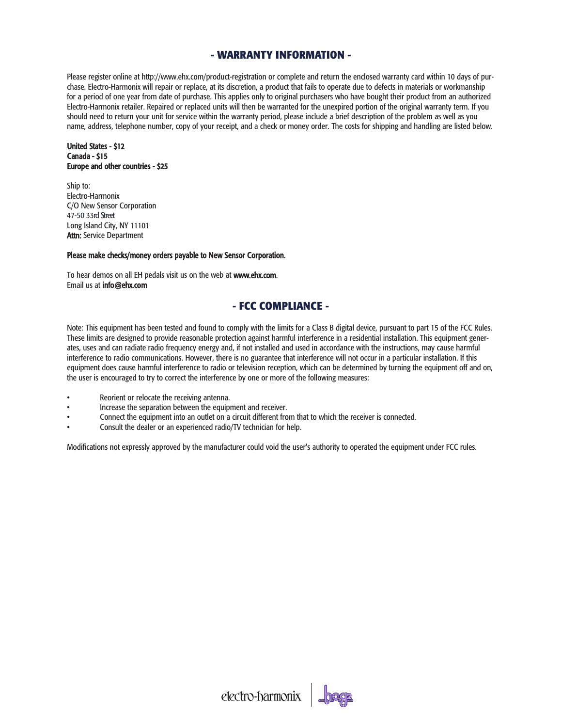## - WARRANTY INFORMATION -

Please register online at http://www.ehx.com/product-registration or complete and return the enclosed warranty card within 10 days of purchase. Electro-Harmonix will repair or replace, at its discretion, a product that fails to operate due to defects in materials or workmanship for a period of one year from date of purchase. This applies only to original purchasers who have bought their product from an authorized Electro-Harmonix retailer. Repaired or replaced units will then be warranted for the unexpired portion of the original warranty term. If you should need to return your unit for service within the warranty period, please include a brief description of the problem as well as you name, address, telephone number, copy of your receipt, and a check or money order. The costs for shipping and handling are listed below.

**United States - $12**
**Canada - $15**
**Europe and other countries - $25**

Ship to:
Electro-Harmonix
C/O New Sensor Corporation
47-50 33rd Street
Long Island City, NY 11101
**Attn:** Service Department

**Please make checks/money orders payable to New Sensor Corporation.**

To hear demos on all EH pedals visit us on the web at **www.ehx.com**.
Email us at **info@ehx.com**

## - FCC COMPLIANCE -

Note: This equipment has been tested and found to comply with the limits for a Class B digital device, pursuant to part 15 of the FCC Rules. These limits are designed to provide reasonable protection against harmful interference in a residential installation. This equipment generates, uses and can radiate radio frequency energy and, if not installed and used in accordance with the instructions, may cause harmful interference to radio communications. However, there is no guarantee that interference will not occur in a particular installation. If this equipment does cause harmful interference to radio or television reception, which can be determined by turning the equipment off and on, the user is encouraged to try to correct the interference by one or more of the following measures:

- Reorient or relocate the receiving antenna.
- Increase the separation between the equipment and receiver.
- Connect the equipment into an outlet on a circuit different from that to which the receiver is connected.
- Consult the dealer or an experienced radio/TV technician for help.

Modifications not expressly approved by the manufacturer could void the user's authority to operated the equipment under FCC rules.